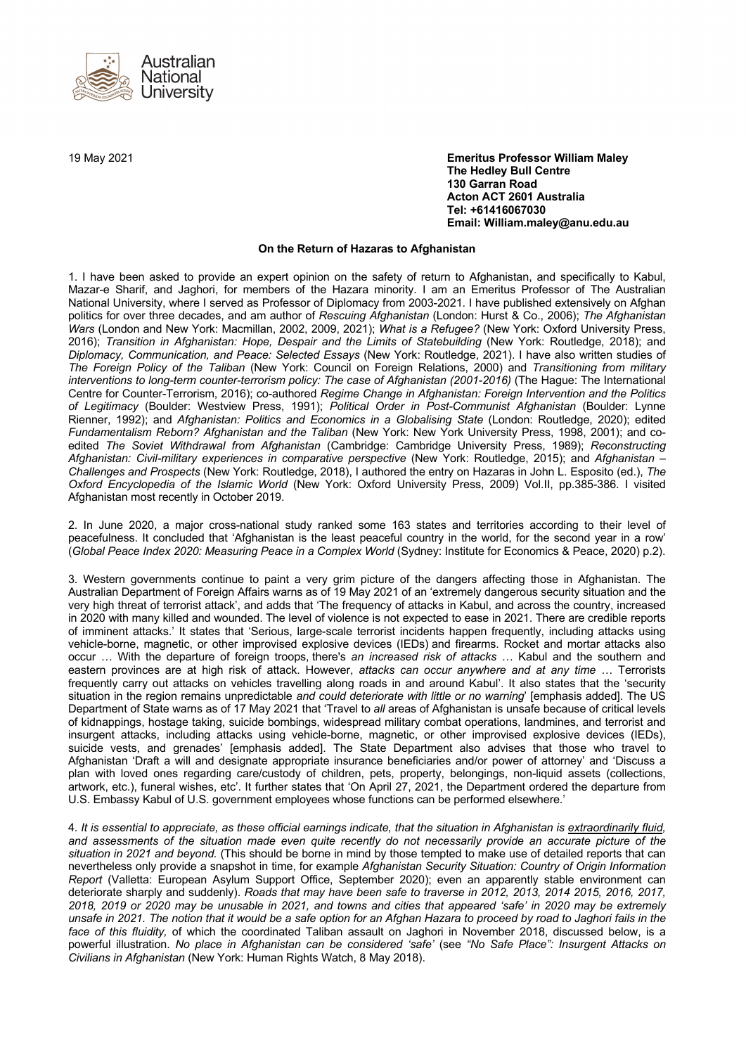Australian National University

19 May 2021

**Emeritus Professor William Maley**
**The Hedley Bull Centre**
**130 Garran Road**
**Acton ACT 2601 Australia**
**Tel: +61416067030**
**Email: William.maley@anu.edu.au**

**On the Return of Hazaras to Afghanistan**

1. I have been asked to provide an expert opinion on the safety of return to Afghanistan, and specifically to Kabul, Mazar-e Sharif, and Jaghori, for members of the Hazara minority. I am an Emeritus Professor of The Australian National University, where I served as Professor of Diplomacy from 2003-2021. I have published extensively on Afghan politics for over three decades, and am author of *Rescuing Afghanistan* (London: Hurst & Co., 2006); *The Afghanistan Wars* (London and New York: Macmillan, 2002, 2009, 2021); *What is a Refugee?* (New York: Oxford University Press, 2016); *Transition in Afghanistan: Hope, Despair and the Limits of Statebuilding* (New York: Routledge, 2018); and *Diplomacy, Communication, and Peace: Selected Essays* (New York: Routledge, 2021). I have also written studies of *The Foreign Policy of the Taliban* (New York: Council on Foreign Relations, 2000) and *Transitioning from military interventions to long-term counter-terrorism policy: The case of Afghanistan (2001-2016)* (The Hague: The International Centre for Counter-Terrorism, 2016); co-authored *Regime Change in Afghanistan: Foreign Intervention and the Politics of Legitimacy* (Boulder: Westview Press, 1991); *Political Order in Post-Communist Afghanistan* (Boulder: Lynne Rienner, 1992); and *Afghanistan: Politics and Economics in a Globalising State* (London: Routledge, 2020); edited *Fundamentalism Reborn? Afghanistan and the Taliban* (New York: New York University Press, 1998, 2001); and co-edited *The Soviet Withdrawal from Afghanistan* (Cambridge: Cambridge University Press, 1989); *Reconstructing Afghanistan: Civil-military experiences in comparative perspective* (New York: Routledge, 2015); and *Afghanistan – Challenges and Prospects* (New York: Routledge, 2018), I authored the entry on Hazaras in John L. Esposito (ed.), *The Oxford Encyclopedia of the Islamic World* (New York: Oxford University Press, 2009) Vol.II, pp.385-386. I visited Afghanistan most recently in October 2019.

2. In June 2020, a major cross-national study ranked some 163 states and territories according to their level of peacefulness. It concluded that 'Afghanistan is the least peaceful country in the world, for the second year in a row' (*Global Peace Index 2020: Measuring Peace in a Complex World* (Sydney: Institute for Economics & Peace, 2020) p.2).

3. Western governments continue to paint a very grim picture of the dangers affecting those in Afghanistan. The Australian Department of Foreign Affairs warns as of 19 May 2021 of an 'extremely dangerous security situation and the very high threat of terrorist attack', and adds that 'The frequency of attacks in Kabul, and across the country, increased in 2020 with many killed and wounded. The level of violence is not expected to ease in 2021. There are credible reports of imminent attacks.' It states that 'Serious, large-scale terrorist incidents happen frequently, including attacks using vehicle-borne, magnetic, or other improvised explosive devices (IEDs) and firearms. Rocket and mortar attacks also occur … With the departure of foreign troops, there's *an increased risk of attacks* … Kabul and the southern and eastern provinces are at high risk of attack. However, *attacks can occur anywhere and at any time* … Terrorists frequently carry out attacks on vehicles travelling along roads in and around Kabul'. It also states that the 'security situation in the region remains unpredictable *and could deteriorate with little or no warning*' [emphasis added]. The US Department of State warns as of 17 May 2021 that 'Travel to *all* areas of Afghanistan is unsafe because of critical levels of kidnappings, hostage taking, suicide bombings, widespread military combat operations, landmines, and terrorist and insurgent attacks, including attacks using vehicle-borne, magnetic, or other improvised explosive devices (IEDs), suicide vests, and grenades' [emphasis added]. The State Department also advises that those who travel to Afghanistan 'Draft a will and designate appropriate insurance beneficiaries and/or power of attorney' and 'Discuss a plan with loved ones regarding care/custody of children, pets, property, belongings, non-liquid assets (collections, artwork, etc.), funeral wishes, etc'. It further states that 'On April 27, 2021, the Department ordered the departure from U.S. Embassy Kabul of U.S. government employees whose functions can be performed elsewhere.'

4. *It is essential to appreciate, as these official earnings indicate, that the situation in Afghanistan is* ***extraordinarily fluid****, and assessments of the situation made even quite recently do not necessarily provide an accurate picture of the situation in 2021 and beyond.* (This should be borne in mind by those tempted to make use of detailed reports that can nevertheless only provide a snapshot in time, for example *Afghanistan Security Situation: Country of Origin Information Report* (Valletta: European Asylum Support Office, September 2020); even an apparently stable environment can deteriorate sharply and suddenly). *Roads that may have been safe to traverse in 2012, 2013, 2014 2015, 2016, 2017, 2018, 2019 or 2020 may be unusable in 2021, and towns and cities that appeared 'safe' in 2020 may be extremely unsafe in 2021. The notion that it would be a safe option for an Afghan Hazara to proceed by road to Jaghori fails in the face of this fluidity,* of which the coordinated Taliban assault on Jaghori in November 2018, discussed below, is a powerful illustration. *No place in Afghanistan can be considered 'safe'* (see *"No Safe Place": Insurgent Attacks on Civilians in Afghanistan* (New York: Human Rights Watch, 8 May 2018).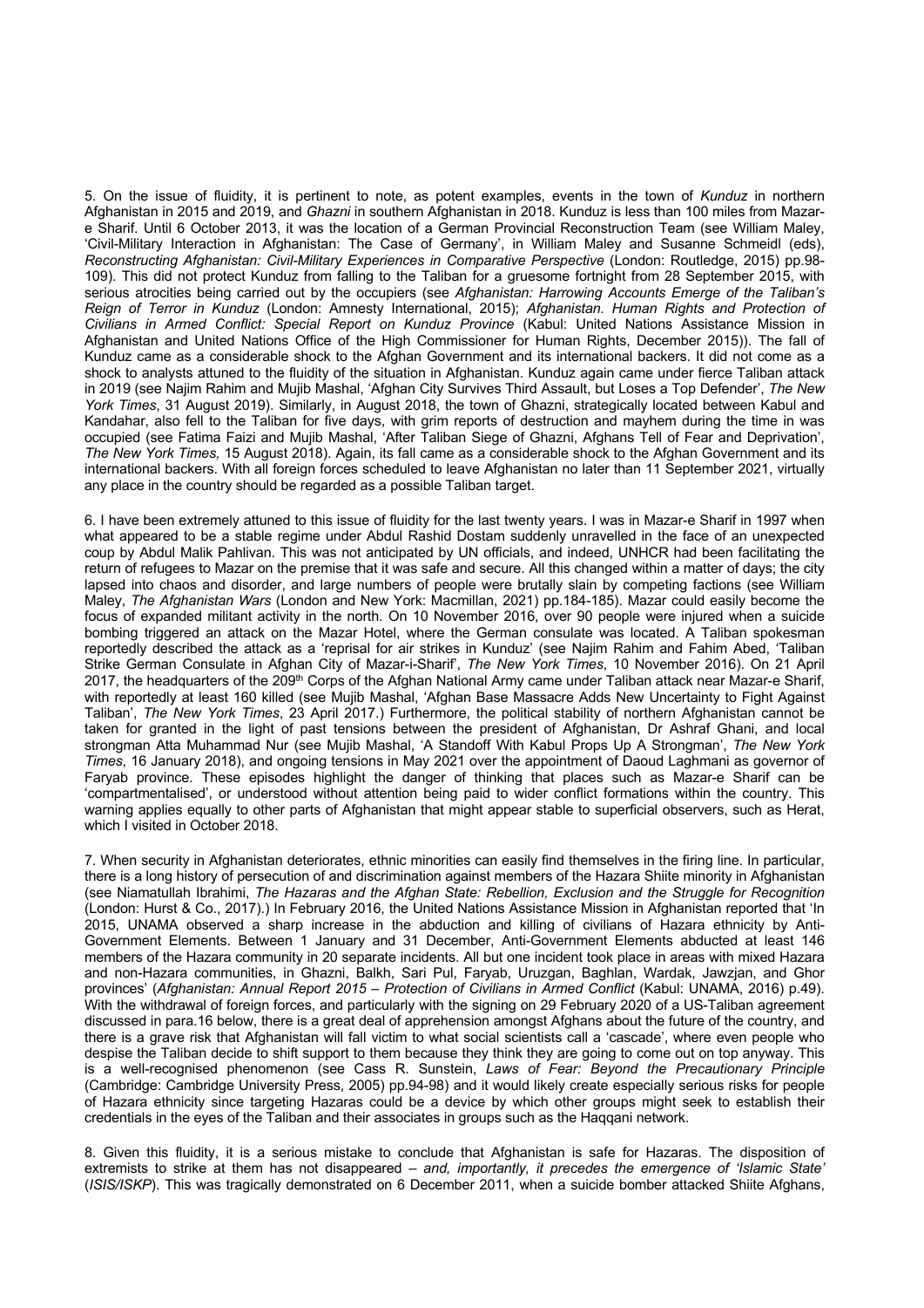5. On the issue of fluidity, it is pertinent to note, as potent examples, events in the town of *Kunduz* in northern Afghanistan in 2015 and 2019, and *Ghazni* in southern Afghanistan in 2018. Kunduz is less than 100 miles from Mazar-e Sharif. Until 6 October 2013, it was the location of a German Provincial Reconstruction Team (see William Maley, 'Civil-Military Interaction in Afghanistan: The Case of Germany', in William Maley and Susanne Schmeidl (eds), *Reconstructing Afghanistan: Civil-Military Experiences in Comparative Perspective* (London: Routledge, 2015) pp.98-109). This did not protect Kunduz from falling to the Taliban for a gruesome fortnight from 28 September 2015, with serious atrocities being carried out by the occupiers (see *Afghanistan: Harrowing Accounts Emerge of the Taliban's Reign of Terror in Kunduz* (London: Amnesty International, 2015); *Afghanistan. Human Rights and Protection of Civilians in Armed Conflict: Special Report on Kunduz Province* (Kabul: United Nations Assistance Mission in Afghanistan and United Nations Office of the High Commissioner for Human Rights, December 2015)). The fall of Kunduz came as a considerable shock to the Afghan Government and its international backers. It did not come as a shock to analysts attuned to the fluidity of the situation in Afghanistan. Kunduz again came under fierce Taliban attack in 2019 (see Najim Rahim and Mujib Mashal, 'Afghan City Survives Third Assault, but Loses a Top Defender', *The New York Times*, 31 August 2019). Similarly, in August 2018, the town of Ghazni, strategically located between Kabul and Kandahar, also fell to the Taliban for five days, with grim reports of destruction and mayhem during the time in was occupied (see Fatima Faizi and Mujib Mashal, 'After Taliban Siege of Ghazni, Afghans Tell of Fear and Deprivation', *The New York Times,* 15 August 2018). Again, its fall came as a considerable shock to the Afghan Government and its international backers. With all foreign forces scheduled to leave Afghanistan no later than 11 September 2021, virtually any place in the country should be regarded as a possible Taliban target.

6. I have been extremely attuned to this issue of fluidity for the last twenty years. I was in Mazar-e Sharif in 1997 when what appeared to be a stable regime under Abdul Rashid Dostam suddenly unravelled in the face of an unexpected coup by Abdul Malik Pahlivan. This was not anticipated by UN officials, and indeed, UNHCR had been facilitating the return of refugees to Mazar on the premise that it was safe and secure. All this changed within a matter of days; the city lapsed into chaos and disorder, and large numbers of people were brutally slain by competing factions (see William Maley, *The Afghanistan Wars* (London and New York: Macmillan, 2021) pp.184-185). Mazar could easily become the focus of expanded militant activity in the north. On 10 November 2016, over 90 people were injured when a suicide bombing triggered an attack on the Mazar Hotel, where the German consulate was located. A Taliban spokesman reportedly described the attack as a 'reprisal for air strikes in Kunduz' (see Najim Rahim and Fahim Abed, 'Taliban Strike German Consulate in Afghan City of Mazar-i-Sharif', *The New York Times*, 10 November 2016). On 21 April 2017, the headquarters of the 209th Corps of the Afghan National Army came under Taliban attack near Mazar-e Sharif, with reportedly at least 160 killed (see Mujib Mashal, 'Afghan Base Massacre Adds New Uncertainty to Fight Against Taliban', *The New York Times*, 23 April 2017.) Furthermore, the political stability of northern Afghanistan cannot be taken for granted in the light of past tensions between the president of Afghanistan, Dr Ashraf Ghani, and local strongman Atta Muhammad Nur (see Mujib Mashal, 'A Standoff With Kabul Props Up A Strongman', *The New York Times*, 16 January 2018), and ongoing tensions in May 2021 over the appointment of Daoud Laghmani as governor of Faryab province. These episodes highlight the danger of thinking that places such as Mazar-e Sharif can be 'compartmentalised', or understood without attention being paid to wider conflict formations within the country. This warning applies equally to other parts of Afghanistan that might appear stable to superficial observers, such as Herat, which I visited in October 2018.

7. When security in Afghanistan deteriorates, ethnic minorities can easily find themselves in the firing line. In particular, there is a long history of persecution of and discrimination against members of the Hazara Shiite minority in Afghanistan (see Niamatullah Ibrahimi, *The Hazaras and the Afghan State: Rebellion, Exclusion and the Struggle for Recognition* (London: Hurst & Co., 2017).) In February 2016, the United Nations Assistance Mission in Afghanistan reported that 'In 2015, UNAMA observed a sharp increase in the abduction and killing of civilians of Hazara ethnicity by Anti-Government Elements. Between 1 January and 31 December, Anti-Government Elements abducted at least 146 members of the Hazara community in 20 separate incidents. All but one incident took place in areas with mixed Hazara and non-Hazara communities, in Ghazni, Balkh, Sari Pul, Faryab, Uruzgan, Baghlan, Wardak, Jawzjan, and Ghor provinces' (*Afghanistan: Annual Report 2015 – Protection of Civilians in Armed Conflict* (Kabul: UNAMA, 2016) p.49). With the withdrawal of foreign forces, and particularly with the signing on 29 February 2020 of a US-Taliban agreement discussed in para.16 below, there is a great deal of apprehension amongst Afghans about the future of the country, and there is a grave risk that Afghanistan will fall victim to what social scientists call a 'cascade', where even people who despise the Taliban decide to shift support to them because they think they are going to come out on top anyway. This is a well-recognised phenomenon (see Cass R. Sunstein, *Laws of Fear: Beyond the Precautionary Principle* (Cambridge: Cambridge University Press, 2005) pp.94-98) and it would likely create especially serious risks for people of Hazara ethnicity since targeting Hazaras could be a device by which other groups might seek to establish their credentials in the eyes of the Taliban and their associates in groups such as the Haqqani network.

8. Given this fluidity, it is a serious mistake to conclude that Afghanistan is safe for Hazaras. The disposition of extremists to strike at them has not disappeared – *and, importantly, it precedes the emergence of 'Islamic State'* (*ISIS/ISKP*). This was tragically demonstrated on 6 December 2011, when a suicide bomber attacked Shiite Afghans,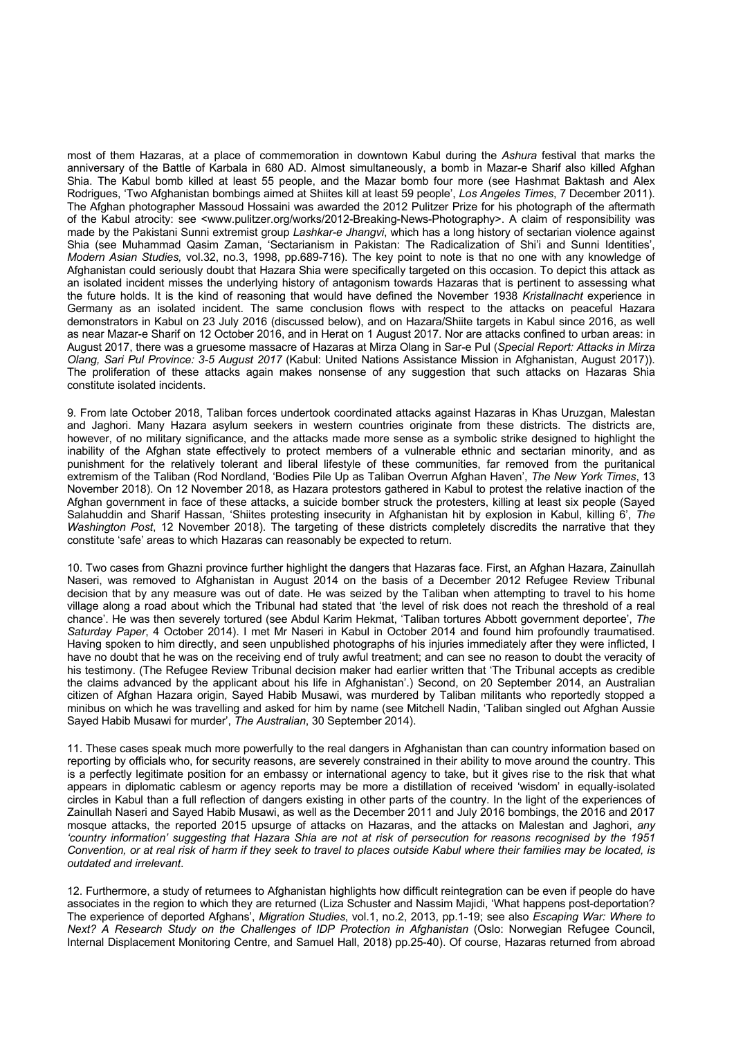most of them Hazaras, at a place of commemoration in downtown Kabul during the *Ashura* festival that marks the anniversary of the Battle of Karbala in 680 AD. Almost simultaneously, a bomb in Mazar-e Sharif also killed Afghan Shia. The Kabul bomb killed at least 55 people, and the Mazar bomb four more (see Hashmat Baktash and Alex Rodrigues, 'Two Afghanistan bombings aimed at Shiites kill at least 59 people', *Los Angeles Times*, 7 December 2011). The Afghan photographer Massoud Hossaini was awarded the 2012 Pulitzer Prize for his photograph of the aftermath of the Kabul atrocity: see <www.pulitzer.org/works/2012-Breaking-News-Photography>. A claim of responsibility was made by the Pakistani Sunni extremist group *Lashkar-e Jhangvi*, which has a long history of sectarian violence against Shia (see Muhammad Qasim Zaman, 'Sectarianism in Pakistan: The Radicalization of Shi'i and Sunni Identities', *Modern Asian Studies,* vol.32, no.3, 1998, pp.689-716). The key point to note is that no one with any knowledge of Afghanistan could seriously doubt that Hazara Shia were specifically targeted on this occasion. To depict this attack as an isolated incident misses the underlying history of antagonism towards Hazaras that is pertinent to assessing what the future holds. It is the kind of reasoning that would have defined the November 1938 *Kristallnacht* experience in Germany as an isolated incident. The same conclusion flows with respect to the attacks on peaceful Hazara demonstrators in Kabul on 23 July 2016 (discussed below), and on Hazara/Shiite targets in Kabul since 2016, as well as near Mazar-e Sharif on 12 October 2016, and in Herat on 1 August 2017. Nor are attacks confined to urban areas: in August 2017, there was a gruesome massacre of Hazaras at Mirza Olang in Sar-e Pul (*Special Report: Attacks in Mirza Olang, Sari Pul Province: 3-5 August 2017* (Kabul: United Nations Assistance Mission in Afghanistan, August 2017)). The proliferation of these attacks again makes nonsense of any suggestion that such attacks on Hazaras Shia constitute isolated incidents.

9. From late October 2018, Taliban forces undertook coordinated attacks against Hazaras in Khas Uruzgan, Malestan and Jaghori. Many Hazara asylum seekers in western countries originate from these districts. The districts are, however, of no military significance, and the attacks made more sense as a symbolic strike designed to highlight the inability of the Afghan state effectively to protect members of a vulnerable ethnic and sectarian minority, and as punishment for the relatively tolerant and liberal lifestyle of these communities, far removed from the puritanical extremism of the Taliban (Rod Nordland, 'Bodies Pile Up as Taliban Overrun Afghan Haven', *The New York Times*, 13 November 2018). On 12 November 2018, as Hazara protestors gathered in Kabul to protest the relative inaction of the Afghan government in face of these attacks, a suicide bomber struck the protesters, killing at least six people (Sayed Salahuddin and Sharif Hassan, 'Shiites protesting insecurity in Afghanistan hit by explosion in Kabul, killing 6', *The Washington Post*, 12 November 2018). The targeting of these districts completely discredits the narrative that they constitute 'safe' areas to which Hazaras can reasonably be expected to return.

10. Two cases from Ghazni province further highlight the dangers that Hazaras face. First, an Afghan Hazara, Zainullah Naseri, was removed to Afghanistan in August 2014 on the basis of a December 2012 Refugee Review Tribunal decision that by any measure was out of date. He was seized by the Taliban when attempting to travel to his home village along a road about which the Tribunal had stated that 'the level of risk does not reach the threshold of a real chance'. He was then severely tortured (see Abdul Karim Hekmat, 'Taliban tortures Abbott government deportee', *The Saturday Paper*, 4 October 2014). I met Mr Naseri in Kabul in October 2014 and found him profoundly traumatised. Having spoken to him directly, and seen unpublished photographs of his injuries immediately after they were inflicted, I have no doubt that he was on the receiving end of truly awful treatment; and can see no reason to doubt the veracity of his testimony. (The Refugee Review Tribunal decision maker had earlier written that 'The Tribunal accepts as credible the claims advanced by the applicant about his life in Afghanistan'.) Second, on 20 September 2014, an Australian citizen of Afghan Hazara origin, Sayed Habib Musawi, was murdered by Taliban militants who reportedly stopped a minibus on which he was travelling and asked for him by name (see Mitchell Nadin, 'Taliban singled out Afghan Aussie Sayed Habib Musawi for murder', *The Australian*, 30 September 2014).

11. These cases speak much more powerfully to the real dangers in Afghanistan than can country information based on reporting by officials who, for security reasons, are severely constrained in their ability to move around the country. This is a perfectly legitimate position for an embassy or international agency to take, but it gives rise to the risk that what appears in diplomatic cablesm or agency reports may be more a distillation of received 'wisdom' in equally-isolated circles in Kabul than a full reflection of dangers existing in other parts of the country. In the light of the experiences of Zainullah Naseri and Sayed Habib Musawi, as well as the December 2011 and July 2016 bombings, the 2016 and 2017 mosque attacks, the reported 2015 upsurge of attacks on Hazaras, and the attacks on Malestan and Jaghori, *any 'country information' suggesting that Hazara Shia are not at risk of persecution for reasons recognised by the 1951 Convention, or at real risk of harm if they seek to travel to places outside Kabul where their families may be located, is outdated and irrelevant*.

12. Furthermore, a study of returnees to Afghanistan highlights how difficult reintegration can be even if people do have associates in the region to which they are returned (Liza Schuster and Nassim Majidi, 'What happens post-deportation? The experience of deported Afghans', *Migration Studies*, vol.1, no.2, 2013, pp.1-19; see also *Escaping War: Where to Next? A Research Study on the Challenges of IDP Protection in Afghanistan* (Oslo: Norwegian Refugee Council, Internal Displacement Monitoring Centre, and Samuel Hall, 2018) pp.25-40). Of course, Hazaras returned from abroad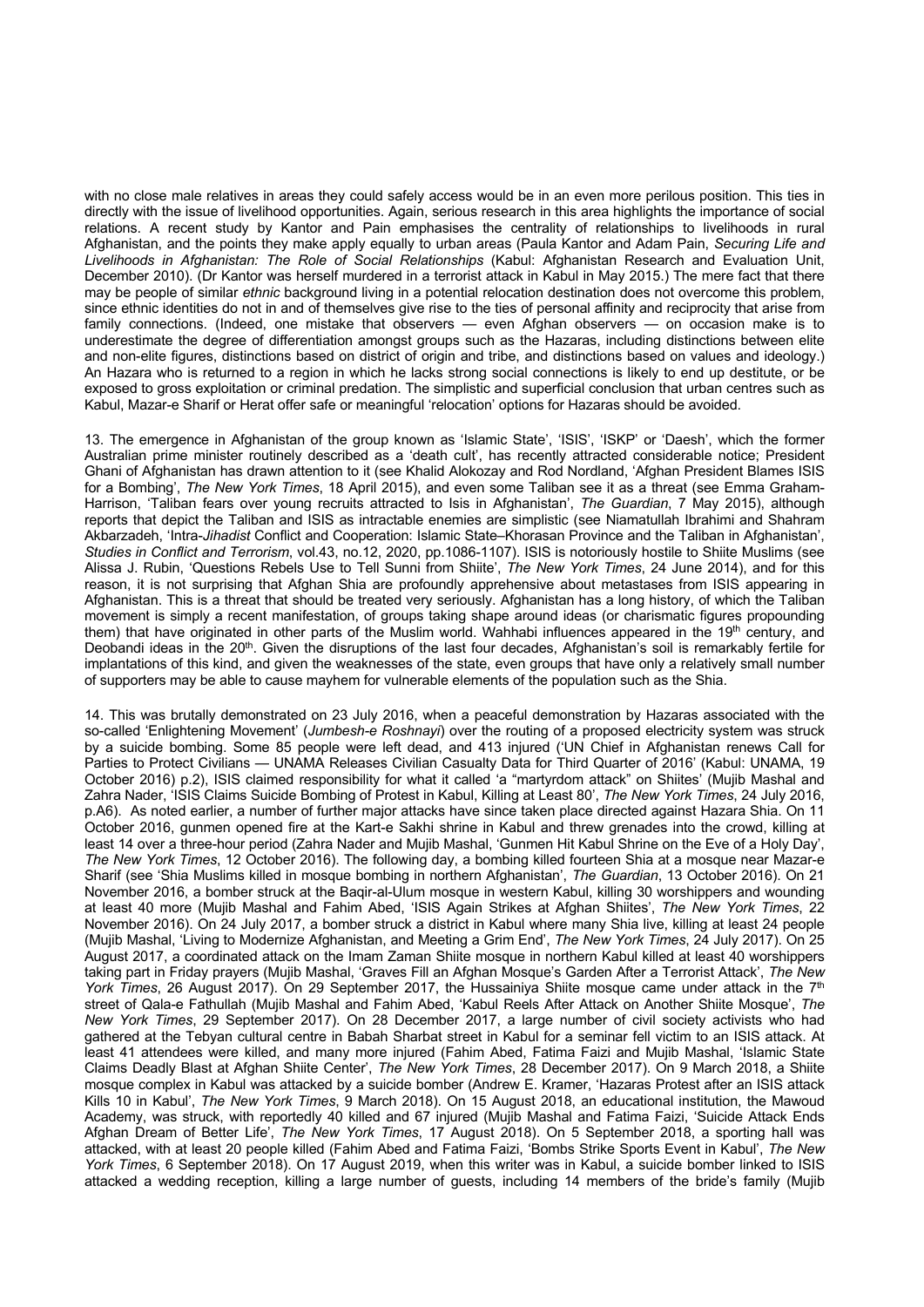with no close male relatives in areas they could safely access would be in an even more perilous position. This ties in directly with the issue of livelihood opportunities. Again, serious research in this area highlights the importance of social relations. A recent study by Kantor and Pain emphasises the centrality of relationships to livelihoods in rural Afghanistan, and the points they make apply equally to urban areas (Paula Kantor and Adam Pain, *Securing Life and Livelihoods in Afghanistan: The Role of Social Relationships* (Kabul: Afghanistan Research and Evaluation Unit, December 2010). (Dr Kantor was herself murdered in a terrorist attack in Kabul in May 2015.) The mere fact that there may be people of similar *ethnic* background living in a potential relocation destination does not overcome this problem, since ethnic identities do not in and of themselves give rise to the ties of personal affinity and reciprocity that arise from family connections. (Indeed, one mistake that observers — even Afghan observers — on occasion make is to underestimate the degree of differentiation amongst groups such as the Hazaras, including distinctions between elite and non-elite figures, distinctions based on district of origin and tribe, and distinctions based on values and ideology.) An Hazara who is returned to a region in which he lacks strong social connections is likely to end up destitute, or be exposed to gross exploitation or criminal predation. The simplistic and superficial conclusion that urban centres such as Kabul, Mazar-e Sharif or Herat offer safe or meaningful 'relocation' options for Hazaras should be avoided.

13. The emergence in Afghanistan of the group known as 'Islamic State', 'ISIS', 'ISKP' or 'Daesh', which the former Australian prime minister routinely described as a 'death cult', has recently attracted considerable notice; President Ghani of Afghanistan has drawn attention to it (see Khalid Alokozay and Rod Nordland, 'Afghan President Blames ISIS for a Bombing', *The New York Times*, 18 April 2015), and even some Taliban see it as a threat (see Emma Graham-Harrison, 'Taliban fears over young recruits attracted to Isis in Afghanistan', *The Guardian*, 7 May 2015), although reports that depict the Taliban and ISIS as intractable enemies are simplistic (see Niamatullah Ibrahimi and Shahram Akbarzadeh, 'Intra-*Jihadist* Conflict and Cooperation: Islamic State–Khorasan Province and the Taliban in Afghanistan', *Studies in Conflict and Terrorism*, vol.43, no.12, 2020, pp.1086-1107). ISIS is notoriously hostile to Shiite Muslims (see Alissa J. Rubin, 'Questions Rebels Use to Tell Sunni from Shiite', *The New York Times*, 24 June 2014), and for this reason, it is not surprising that Afghan Shia are profoundly apprehensive about metastases from ISIS appearing in Afghanistan. This is a threat that should be treated very seriously. Afghanistan has a long history, of which the Taliban movement is simply a recent manifestation, of groups taking shape around ideas (or charismatic figures propounding them) that have originated in other parts of the Muslim world. Wahhabi influences appeared in the 19th century, and Deobandi ideas in the 20th. Given the disruptions of the last four decades, Afghanistan's soil is remarkably fertile for implantations of this kind, and given the weaknesses of the state, even groups that have only a relatively small number of supporters may be able to cause mayhem for vulnerable elements of the population such as the Shia.

14. This was brutally demonstrated on 23 July 2016, when a peaceful demonstration by Hazaras associated with the so-called 'Enlightening Movement' (*Jumbesh-e Roshnayi*) over the routing of a proposed electricity system was struck by a suicide bombing. Some 85 people were left dead, and 413 injured ('UN Chief in Afghanistan renews Call for Parties to Protect Civilians — UNAMA Releases Civilian Casualty Data for Third Quarter of 2016' (Kabul: UNAMA, 19 October 2016) p.2), ISIS claimed responsibility for what it called 'a "martyrdom attack" on Shiites' (Mujib Mashal and Zahra Nader, 'ISIS Claims Suicide Bombing of Protest in Kabul, Killing at Least 80', *The New York Times*, 24 July 2016, p.A6). As noted earlier, a number of further major attacks have since taken place directed against Hazara Shia. On 11 October 2016, gunmen opened fire at the Kart-e Sakhi shrine in Kabul and threw grenades into the crowd, killing at least 14 over a three-hour period (Zahra Nader and Mujib Mashal, 'Gunmen Hit Kabul Shrine on the Eve of a Holy Day', *The New York Times*, 12 October 2016). The following day, a bombing killed fourteen Shia at a mosque near Mazar-e Sharif (see 'Shia Muslims killed in mosque bombing in northern Afghanistan', *The Guardian*, 13 October 2016). On 21 November 2016, a bomber struck at the Baqir-al-Ulum mosque in western Kabul, killing 30 worshippers and wounding at least 40 more (Mujib Mashal and Fahim Abed, 'ISIS Again Strikes at Afghan Shiites', *The New York Times*, 22 November 2016). On 24 July 2017, a bomber struck a district in Kabul where many Shia live, killing at least 24 people (Mujib Mashal, 'Living to Modernize Afghanistan, and Meeting a Grim End', *The New York Times*, 24 July 2017). On 25 August 2017, a coordinated attack on the Imam Zaman Shiite mosque in northern Kabul killed at least 40 worshippers taking part in Friday prayers (Mujib Mashal, 'Graves Fill an Afghan Mosque's Garden After a Terrorist Attack', *The New York Times*, 26 August 2017). On 29 September 2017, the Hussainiya Shiite mosque came under attack in the 7th street of Qala-e Fathullah (Mujib Mashal and Fahim Abed, 'Kabul Reels After Attack on Another Shiite Mosque', *The New York Times*, 29 September 2017). On 28 December 2017, a large number of civil society activists who had gathered at the Tebyan cultural centre in Babah Sharbat street in Kabul for a seminar fell victim to an ISIS attack. At least 41 attendees were killed, and many more injured (Fahim Abed, Fatima Faizi and Mujib Mashal, 'Islamic State Claims Deadly Blast at Afghan Shiite Center', *The New York Times*, 28 December 2017). On 9 March 2018, a Shiite mosque complex in Kabul was attacked by a suicide bomber (Andrew E. Kramer, 'Hazaras Protest after an ISIS attack Kills 10 in Kabul', *The New York Times*, 9 March 2018). On 15 August 2018, an educational institution, the Mawoud Academy, was struck, with reportedly 40 killed and 67 injured (Mujib Mashal and Fatima Faizi, 'Suicide Attack Ends Afghan Dream of Better Life', *The New York Times*, 17 August 2018). On 5 September 2018, a sporting hall was attacked, with at least 20 people killed (Fahim Abed and Fatima Faizi, 'Bombs Strike Sports Event in Kabul', *The New York Times*, 6 September 2018). On 17 August 2019, when this writer was in Kabul, a suicide bomber linked to ISIS attacked a wedding reception, killing a large number of guests, including 14 members of the bride's family (Mujib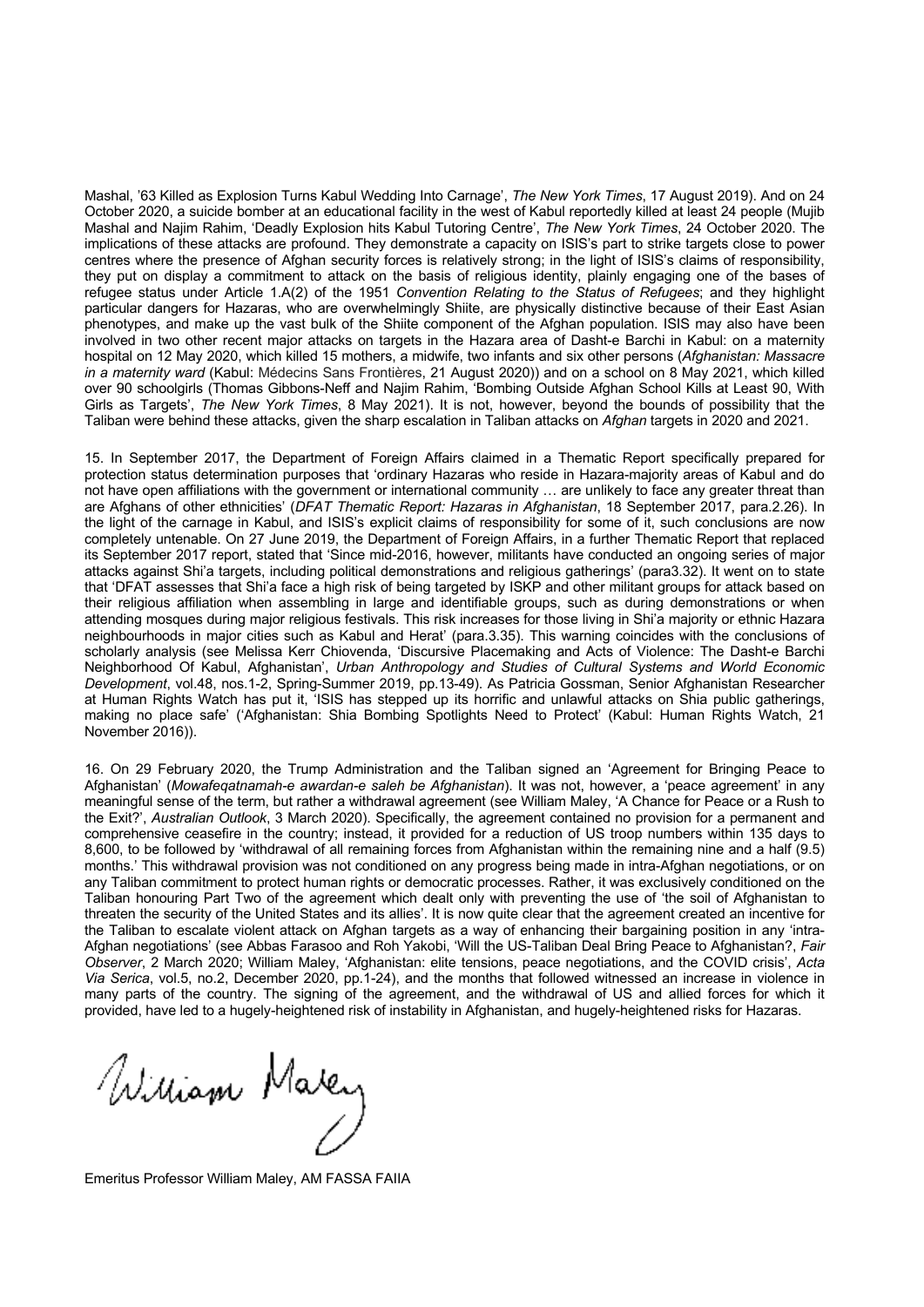Mashal, '63 Killed as Explosion Turns Kabul Wedding Into Carnage', *The New York Times*, 17 August 2019). And on 24 October 2020, a suicide bomber at an educational facility in the west of Kabul reportedly killed at least 24 people (Mujib Mashal and Najim Rahim, 'Deadly Explosion hits Kabul Tutoring Centre', *The New York Times*, 24 October 2020. The implications of these attacks are profound. They demonstrate a capacity on ISIS's part to strike targets close to power centres where the presence of Afghan security forces is relatively strong; in the light of ISIS's claims of responsibility, they put on display a commitment to attack on the basis of religious identity, plainly engaging one of the bases of refugee status under Article 1.A(2) of the 1951 *Convention Relating to the Status of Refugees*; and they highlight particular dangers for Hazaras, who are overwhelmingly Shiite, are physically distinctive because of their East Asian phenotypes, and make up the vast bulk of the Shiite component of the Afghan population. ISIS may also have been involved in two other recent major attacks on targets in the Hazara area of Dasht-e Barchi in Kabul: on a maternity hospital on 12 May 2020, which killed 15 mothers, a midwife, two infants and six other persons (*Afghanistan: Massacre in a maternity ward* (Kabul: Médecins Sans Frontières, 21 August 2020)) and on a school on 8 May 2021, which killed over 90 schoolgirls (Thomas Gibbons-Neff and Najim Rahim, 'Bombing Outside Afghan School Kills at Least 90, With Girls as Targets', *The New York Times*, 8 May 2021). It is not, however, beyond the bounds of possibility that the Taliban were behind these attacks, given the sharp escalation in Taliban attacks on *Afghan* targets in 2020 and 2021.

15. In September 2017, the Department of Foreign Affairs claimed in a Thematic Report specifically prepared for protection status determination purposes that 'ordinary Hazaras who reside in Hazara-majority areas of Kabul and do not have open affiliations with the government or international community … are unlikely to face any greater threat than are Afghans of other ethnicities' (*DFAT Thematic Report: Hazaras in Afghanistan*, 18 September 2017, para.2.26). In the light of the carnage in Kabul, and ISIS's explicit claims of responsibility for some of it, such conclusions are now completely untenable. On 27 June 2019, the Department of Foreign Affairs, in a further Thematic Report that replaced its September 2017 report, stated that 'Since mid-2016, however, militants have conducted an ongoing series of major attacks against Shi'a targets, including political demonstrations and religious gatherings' (para3.32). It went on to state that 'DFAT assesses that Shi'a face a high risk of being targeted by ISKP and other militant groups for attack based on their religious affiliation when assembling in large and identifiable groups, such as during demonstrations or when attending mosques during major religious festivals. This risk increases for those living in Shi'a majority or ethnic Hazara neighbourhoods in major cities such as Kabul and Herat' (para.3.35). This warning coincides with the conclusions of scholarly analysis (see Melissa Kerr Chiovenda, 'Discursive Placemaking and Acts of Violence: The Dasht-e Barchi Neighborhood Of Kabul, Afghanistan', *Urban Anthropology and Studies of Cultural Systems and World Economic Development*, vol.48, nos.1-2, Spring-Summer 2019, pp.13-49). As Patricia Gossman, Senior Afghanistan Researcher at Human Rights Watch has put it, 'ISIS has stepped up its horrific and unlawful attacks on Shia public gatherings, making no place safe' ('Afghanistan: Shia Bombing Spotlights Need to Protect' (Kabul: Human Rights Watch, 21 November 2016)).

16. On 29 February 2020, the Trump Administration and the Taliban signed an 'Agreement for Bringing Peace to Afghanistan' (*Mowafeqatnamah-e awardan-e saleh be Afghanistan*). It was not, however, a 'peace agreement' in any meaningful sense of the term, but rather a withdrawal agreement (see William Maley, 'A Chance for Peace or a Rush to the Exit?', *Australian Outlook*, 3 March 2020). Specifically, the agreement contained no provision for a permanent and comprehensive ceasefire in the country; instead, it provided for a reduction of US troop numbers within 135 days to 8,600, to be followed by 'withdrawal of all remaining forces from Afghanistan within the remaining nine and a half (9.5) months.' This withdrawal provision was not conditioned on any progress being made in intra-Afghan negotiations, or on any Taliban commitment to protect human rights or democratic processes. Rather, it was exclusively conditioned on the Taliban honouring Part Two of the agreement which dealt only with preventing the use of 'the soil of Afghanistan to threaten the security of the United States and its allies'. It is now quite clear that the agreement created an incentive for the Taliban to escalate violent attack on Afghan targets as a way of enhancing their bargaining position in any 'intra-Afghan negotiations' (see Abbas Farasoo and Roh Yakobi, 'Will the US-Taliban Deal Bring Peace to Afghanistan?, *Fair Observer*, 2 March 2020; William Maley, 'Afghanistan: elite tensions, peace negotiations, and the COVID crisis', *Acta Via Serica*, vol.5, no.2, December 2020, pp.1-24), and the months that followed witnessed an increase in violence in many parts of the country. The signing of the agreement, and the withdrawal of US and allied forces for which it provided, have led to a hugely-heightened risk of instability in Afghanistan, and hugely-heightened risks for Hazaras.

William Maley

Emeritus Professor William Maley, AM FASSA FAIIA